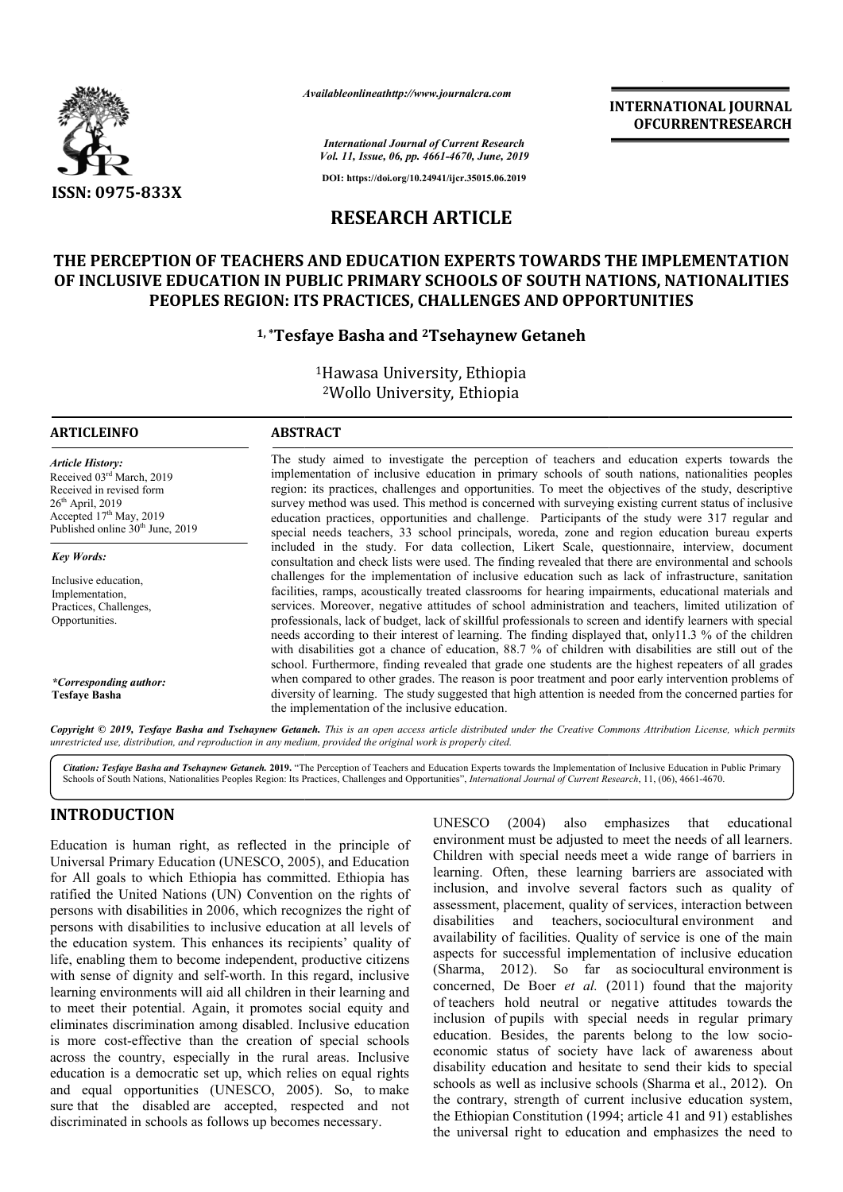Availableonlineathttp://www.journalcra.com

*International Journal of Current Research*
*Vol. 11, Issue, 06, pp. 4661-4670, June, 2019*

DOI: https://doi.org/10.24941/ijcr.35015.06.2019

ISSN: 0975-833X

**INTERNATIONAL JOURNAL OFCURRENTRESEARCH**

# RESEARCH ARTICLE

# THE PERCEPTION OF TEACHERS AND EDUCATION EXPERTS TOWARDS THE IMPLEMENTATION OF INCLUSIVE EDUCATION IN PUBLIC PRIMARY SCHOOLS OF SOUTH NATIONS, NATIONALITIES PEOPLES REGION: ITS PRACTICES, CHALLENGES AND OPPORTUNITIES

**[1,*]Tesfaye Basha and [2]Tsehaynew Getaneh**

[1]Hawasa University, Ethiopia

[2]Wollo University, Ethiopia

## ARTICLEINFO

*Article History:*
Received 03rd March, 2019
Received in revised form
26th April, 2019
Accepted 17th May, 2019
Published online 30th June, 2019

*Key Words:*

Inclusive education,
Implementation,
Practices, Challenges,
Opportunities.

*\*Corresponding author:*
**Tesfaye Basha**

## ABSTRACT

The study aimed to investigate the perception of teachers and education experts towards the implementation of inclusive education in primary schools of south nations, nationalities peoples region: its practices, challenges and opportunities. To meet the objectives of the study, descriptive survey method was used. This method is concerned with surveying existing current status of inclusive education practices, opportunities and challenge. Participants of the study were 317 regular and special needs teachers, 33 school principals, woreda, zone and region education bureau experts included in the study. For data collection, Likert Scale, questionnaire, interview, document consultation and check lists were used. The finding revealed that there are environmental and schools challenges for the implementation of inclusive education such as lack of infrastructure, sanitation facilities, ramps, acoustically treated classrooms for hearing impairments, educational materials and services. Moreover, negative attitudes of school administration and teachers, limited utilization of professionals, lack of budget, lack of skillful professionals to screen and identify learners with special needs according to their interest of learning. The finding displayed that, only11.3 % of the children with disabilities got a chance of education, 88.7 % of children with disabilities are still out of the school. Furthermore, finding revealed that grade one students are the highest repeaters of all grades when compared to other grades. The reason is poor treatment and poor early intervention problems of diversity of learning. The study suggested that high attention is needed from the concerned parties for the implementation of the inclusive education.

*Copyright © 2019, Tesfaye Basha and Tsehaynew Getaneh. This is an open access article distributed under the Creative Commons Attribution License, which permits unrestricted use, distribution, and reproduction in any medium, provided the original work is properly cited.*

**Citation:** *Tesfaye Basha and Tsehaynew Getaneh.* **2019.** "The Perception of Teachers and Education Experts towards the Implementation of Inclusive Education in Public Primary Schools of South Nations, Nationalities Peoples Region: Its Practices, Challenges and Opportunities", *International Journal of Current Research*, 11, (06), 4661-4670.

## INTRODUCTION

Education is human right, as reflected in the principle of Universal Primary Education (UNESCO, 2005), and Education for All goals to which Ethiopia has committed. Ethiopia has ratified the United Nations (UN) Convention on the rights of persons with disabilities in 2006, which recognizes the right of persons with disabilities to inclusive education at all levels of the education system. This enhances its recipients' quality of life, enabling them to become independent, productive citizens with sense of dignity and self-worth. In this regard, inclusive learning environments will aid all children in their learning and to meet their potential. Again, it promotes social equity and eliminates discrimination among disabled. Inclusive education is more cost-effective than the creation of special schools across the country, especially in the rural areas. Inclusive education is a democratic set up, which relies on equal rights and equal opportunities (UNESCO, 2005). So, to make sure that the disabled are accepted, respected and not discriminated in schools as follows up becomes necessary.

UNESCO (2004) also emphasizes that educational environment must be adjusted to meet the needs of all learners. Children with special needs meet a wide range of barriers in learning. Often, these learning barriers are associated with inclusion, and involve several factors such as quality of assessment, placement, quality of services, interaction between disabilities and teachers, sociocultural environment and availability of facilities. Quality of service is one of the main aspects for successful implementation of inclusive education (Sharma, 2012). So far as sociocultural environment is concerned, De Boer *et al.* (2011) found that the majority of teachers hold neutral or negative attitudes towards the inclusion of pupils with special needs in regular primary education. Besides, the parents belong to the low socio-economic status of society have lack of awareness about disability education and hesitate to send their kids to special schools as well as inclusive schools (Sharma et al., 2012). On the contrary, strength of current inclusive education system, the Ethiopian Constitution (1994; article 41 and 91) establishes the universal right to education and emphasizes the need to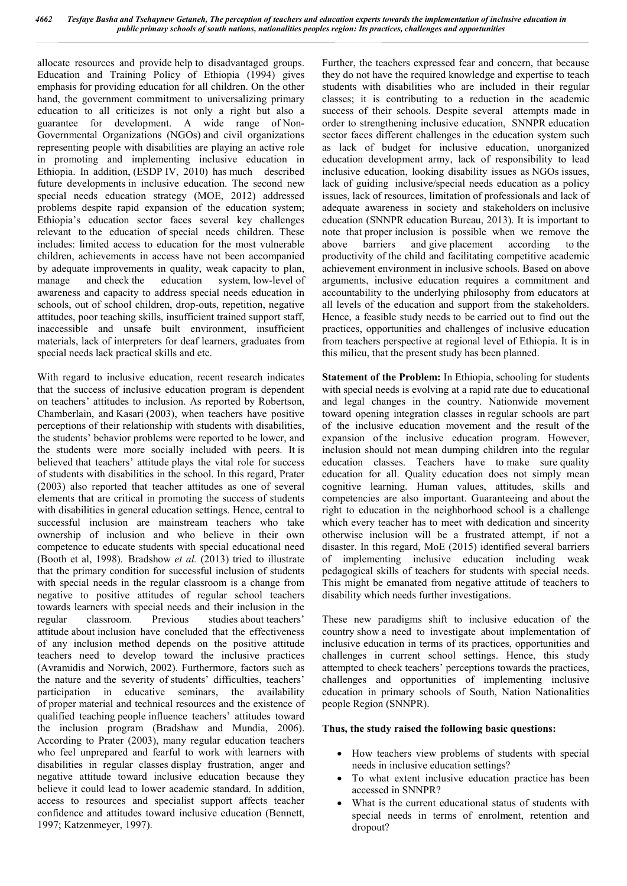allocate resources and provide help to disadvantaged groups. Education and Training Policy of Ethiopia (1994) gives emphasis for providing education for all children. On the other hand, the government commitment to universalizing primary education to all criticizes is not only a right but also a guarantee for development. A wide range of Non-Governmental Organizations (NGOs) and civil organizations representing people with disabilities are playing an active role in promoting and implementing inclusive education in Ethiopia. In addition, (ESDP IV, 2010) has much described future developments in inclusive education. The second new special needs education strategy (MOE, 2012) addressed problems despite rapid expansion of the education system; Ethiopia's education sector faces several key challenges relevant to the education of special needs children. These includes: limited access to education for the most vulnerable children, achievements in access have not been accompanied by adequate improvements in quality, weak capacity to plan, manage and check the education system, low-level of awareness and capacity to address special needs education in schools, out of school children, drop-outs, repetition, negative attitudes, poor teaching skills, insufficient trained support staff, inaccessible and unsafe built environment, insufficient materials, lack of interpreters for deaf learners, graduates from special needs lack practical skills and etc.

With regard to inclusive education, recent research indicates that the success of inclusive education program is dependent on teachers' attitudes to inclusion. As reported by Robertson, Chamberlain, and Kasari (2003), when teachers have positive perceptions of their relationship with students with disabilities, the students' behavior problems were reported to be lower, and the students were more socially included with peers. It is believed that teachers' attitude plays the vital role for success of students with disabilities in the school. In this regard, Prater (2003) also reported that teacher attitudes as one of several elements that are critical in promoting the success of students with disabilities in general education settings. Hence, central to successful inclusion are mainstream teachers who take ownership of inclusion and who believe in their own competence to educate students with special educational need (Booth et al, 1998). Bradshow *et al.* (2013) tried to illustrate that the primary condition for successful inclusion of students with special needs in the regular classroom is a change from negative to positive attitudes of regular school teachers towards learners with special needs and their inclusion in the regular classroom. Previous studies about teachers' attitude about inclusion have concluded that the effectiveness of any inclusion method depends on the positive attitude teachers need to develop toward the inclusive practices (Avramidis and Norwich, 2002). Furthermore, factors such as the nature and the severity of students' difficulties, teachers' participation in educative seminars, the availability of proper material and technical resources and the existence of qualified teaching people influence teachers' attitudes toward the inclusion program (Bradshaw and Mundia, 2006). According to Prater (2003), many regular education teachers who feel unprepared and fearful to work with learners with disabilities in regular classes display frustration, anger and negative attitude toward inclusive education because they believe it could lead to lower academic standard. In addition, access to resources and specialist support affects teacher confidence and attitudes toward inclusive education (Bennett, 1997; Katzenmeyer, 1997).

Further, the teachers expressed fear and concern, that because they do not have the required knowledge and expertise to teach students with disabilities who are included in their regular classes; it is contributing to a reduction in the academic success of their schools. Despite several attempts made in order to strengthening inclusive education, SNNPR education sector faces different challenges in the education system such as lack of budget for inclusive education, unorganized education development army, lack of responsibility to lead inclusive education, looking disability issues as NGOs issues, lack of guiding inclusive/special needs education as a policy issues, lack of resources, limitation of professionals and lack of adequate awareness in society and stakeholders on inclusive education (SNNPR education Bureau, 2013). It is important to note that proper inclusion is possible when we remove the above barriers and give placement according to the productivity of the child and facilitating competitive academic achievement environment in inclusive schools. Based on above arguments, inclusive education requires a commitment and accountability to the underlying philosophy from educators at all levels of the education and support from the stakeholders. Hence, a feasible study needs to be carried out to find out the practices, opportunities and challenges of inclusive education from teachers perspective at regional level of Ethiopia. It is in this milieu, that the present study has been planned.

**Statement of the Problem:** In Ethiopia, schooling for students with special needs is evolving at a rapid rate due to educational and legal changes in the country. Nationwide movement toward opening integration classes in regular schools are part of the inclusive education movement and the result of the expansion of the inclusive education program. However, inclusion should not mean dumping children into the regular education classes. Teachers have to make sure quality education for all. Quality education does not simply mean cognitive learning. Human values, attitudes, skills and competencies are also important. Guaranteeing and about the right to education in the neighborhood school is a challenge which every teacher has to meet with dedication and sincerity otherwise inclusion will be a frustrated attempt, if not a disaster. In this regard, MoE (2015) identified several barriers of implementing inclusive education including weak pedagogical skills of teachers for students with special needs. This might be emanated from negative attitude of teachers to disability which needs further investigations.

These new paradigms shift to inclusive education of the country show a need to investigate about implementation of inclusive education in terms of its practices, opportunities and challenges in current school settings. Hence, this study attempted to check teachers' perceptions towards the practices, challenges and opportunities of implementing inclusive education in primary schools of South, Nation Nationalities people Region (SNNPR).

**Thus, the study raised the following basic questions:**

- How teachers view problems of students with special needs in inclusive education settings?
- To what extent inclusive education practice has been accessed in SNNPR?
- What is the current educational status of students with special needs in terms of enrolment, retention and dropout?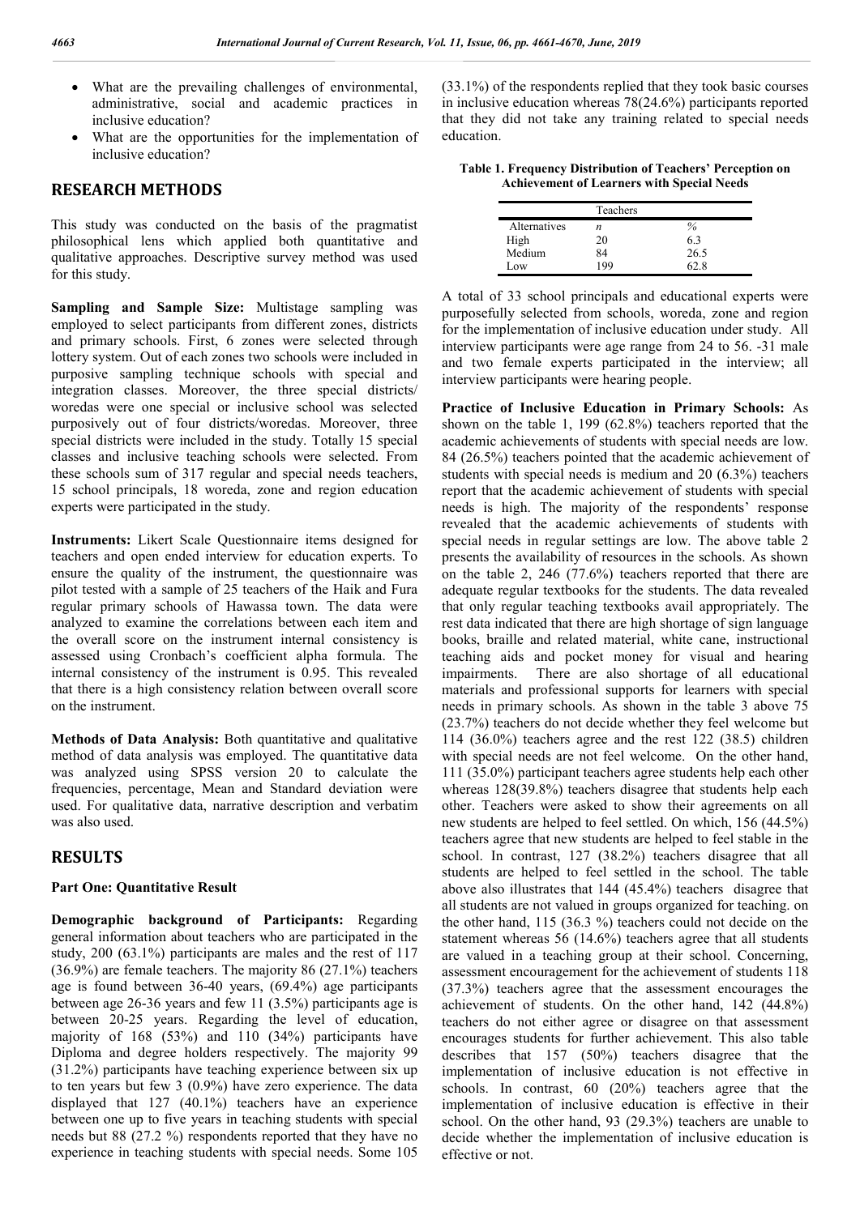- What are the prevailing challenges of environmental, administrative, social and academic practices in inclusive education?
- What are the opportunities for the implementation of inclusive education?

## RESEARCH METHODS

This study was conducted on the basis of the pragmatist philosophical lens which applied both quantitative and qualitative approaches. Descriptive survey method was used for this study.

**Sampling and Sample Size:** Multistage sampling was employed to select participants from different zones, districts and primary schools. First, 6 zones were selected through lottery system. Out of each zones two schools were included in purposive sampling technique schools with special and integration classes. Moreover, the three special districts/ woredas were one special or inclusive school was selected purposively out of four districts/woredas. Moreover, three special districts were included in the study. Totally 15 special classes and inclusive teaching schools were selected. From these schools sum of 317 regular and special needs teachers, 15 school principals, 18 woreda, zone and region education experts were participated in the study.

**Instruments:** Likert Scale Questionnaire items designed for teachers and open ended interview for education experts. To ensure the quality of the instrument, the questionnaire was pilot tested with a sample of 25 teachers of the Haik and Fura regular primary schools of Hawassa town. The data were analyzed to examine the correlations between each item and the overall score on the instrument internal consistency is assessed using Cronbach's coefficient alpha formula. The internal consistency of the instrument is 0.95. This revealed that there is a high consistency relation between overall score on the instrument.

**Methods of Data Analysis:** Both quantitative and qualitative method of data analysis was employed. The quantitative data was analyzed using SPSS version 20 to calculate the frequencies, percentage, Mean and Standard deviation were used. For qualitative data, narrative description and verbatim was also used.

## RESULTS

### Part One: Quantitative Result

**Demographic background of Participants:** Regarding general information about teachers who are participated in the study, 200 (63.1%) participants are males and the rest of 117 (36.9%) are female teachers. The majority 86 (27.1%) teachers age is found between 36-40 years, (69.4%) age participants between age 26-36 years and few 11 (3.5%) participants age is between 20-25 years. Regarding the level of education, majority of 168 (53%) and 110 (34%) participants have Diploma and degree holders respectively. The majority 99 (31.2%) participants have teaching experience between six up to ten years but few 3 (0.9%) have zero experience. The data displayed that 127 (40.1%) teachers have an experience between one up to five years in teaching students with special needs but 88 (27.2 %) respondents reported that they have no experience in teaching students with special needs. Some 105 (33.1%) of the respondents replied that they took basic courses in inclusive education whereas 78(24.6%) participants reported that they did not take any training related to special needs education.

**Table 1. Frequency Distribution of Teachers' Perception on Achievement of Learners with Special Needs**

| | Teachers | |
|---|---|---|
| Alternatives | *n* | % |
| High | 20 | 6.3 |
| Medium | 84 | 26.5 |
| Low | 199 | 62.8 |

A total of 33 school principals and educational experts were purposefully selected from schools, woreda, zone and region for the implementation of inclusive education under study. All interview participants were age range from 24 to 56. -31 male and two female experts participated in the interview; all interview participants were hearing people.

**Practice of Inclusive Education in Primary Schools:** As shown on the table 1, 199 (62.8%) teachers reported that the academic achievements of students with special needs are low. 84 (26.5%) teachers pointed that the academic achievement of students with special needs is medium and 20 (6.3%) teachers report that the academic achievement of students with special needs is high. The majority of the respondents' response revealed that the academic achievements of students with special needs in regular settings are low. The above table 2 presents the availability of resources in the schools. As shown on the table 2, 246 (77.6%) teachers reported that there are adequate regular textbooks for the students. The data revealed that only regular teaching textbooks avail appropriately. The rest data indicated that there are high shortage of sign language books, braille and related material, white cane, instructional teaching aids and pocket money for visual and hearing impairments. There are also shortage of all educational materials and professional supports for learners with special needs in primary schools. As shown in the table 3 above 75 (23.7%) teachers do not decide whether they feel welcome but 114 (36.0%) teachers agree and the rest 122 (38.5) children with special needs are not feel welcome. On the other hand, 111 (35.0%) participant teachers agree students help each other whereas 128(39.8%) teachers disagree that students help each other. Teachers were asked to show their agreements on all new students are helped to feel settled. On which, 156 (44.5%) teachers agree that new students are helped to feel stable in the school. In contrast, 127 (38.2%) teachers disagree that all students are helped to feel settled in the school. The table above also illustrates that 144 (45.4%) teachers disagree that all students are not valued in groups organized for teaching. on the other hand, 115 (36.3 %) teachers could not decide on the statement whereas 56 (14.6%) teachers agree that all students are valued in a teaching group at their school. Concerning, assessment encouragement for the achievement of students 118 (37.3%) teachers agree that the assessment encourages the achievement of students. On the other hand, 142 (44.8%) teachers do not either agree or disagree on that assessment encourages students for further achievement. This also table describes that 157 (50%) teachers disagree that the implementation of inclusive education is not effective in schools. In contrast, 60 (20%) teachers agree that the implementation of inclusive education is effective in their school. On the other hand, 93 (29.3%) teachers are unable to decide whether the implementation of inclusive education is effective or not.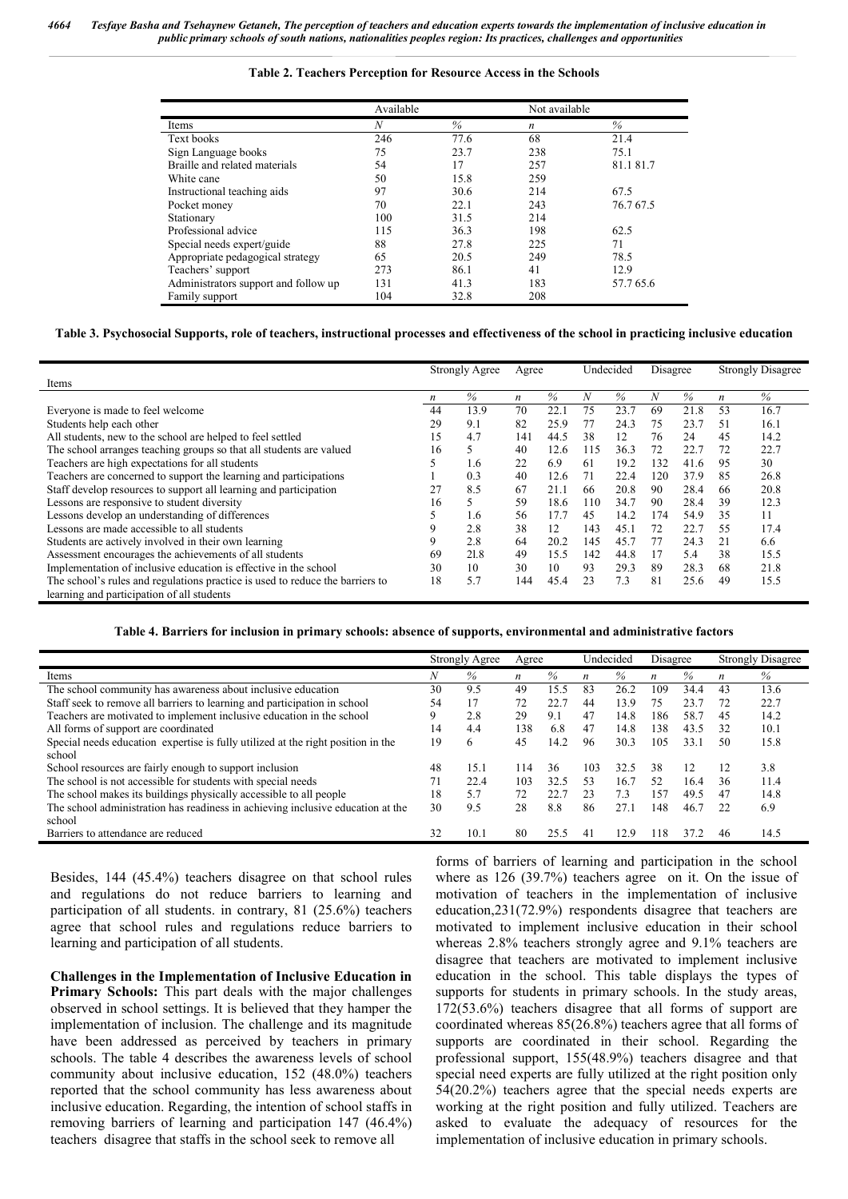**Table 2. Teachers Perception for Resource Access in the Schools**

| | Available | | Not available | |
|---|---|---|---|---|
| Items | *N* | *%* | *n* | *%* |
| Text books | 246 | 77.6 | 68 | 21.4 |
| Sign Language books | 75 | 23.7 | 238 | 75.1 |
| Braille and related materials | 54 | 17 | 257 | 81.1 81.7 |
| White cane | 50 | 15.8 | 259 | |
| Instructional teaching aids | 97 | 30.6 | 214 | 67.5 |
| Pocket money | 70 | 22.1 | 243 | 76.7 67.5 |
| Stationary | 100 | 31.5 | 214 | |
| Professional advice | 115 | 36.3 | 198 | 62.5 |
| Special needs expert/guide | 88 | 27.8 | 225 | 71 |
| Appropriate pedagogical strategy | 65 | 20.5 | 249 | 78.5 |
| Teachers' support | 273 | 86.1 | 41 | 12.9 |
| Administrators support and follow up | 131 | 41.3 | 183 | 57.7 65.6 |
| Family support | 104 | 32.8 | 208 | |

**Table 3. Psychosocial Supports, role of teachers, instructional processes and effectiveness of the school in practicing inclusive education**

| Items | Strongly Agree | | Agree | | Undecided | | Disagree | | Strongly Disagree | |
|---|---|---|---|---|---|---|---|---|---|---|
| | *n* | *%* | *n* | *%* | *N* | *%* | *N* | *%* | *n* | *%* |
| Everyone is made to feel welcome | 44 | 13.9 | 70 | 22.1 | 75 | 23.7 | 69 | 21.8 | 53 | 16.7 |
| Students help each other | 29 | 9.1 | 82 | 25.9 | 77 | 24.3 | 75 | 23.7 | 51 | 16.1 |
| All students, new to the school are helped to feel settled | 15 | 4.7 | 141 | 44.5 | 38 | 12 | 76 | 24 | 45 | 14.2 |
| The school arranges teaching groups so that all students are valued | 16 | 5 | 40 | 12.6 | 115 | 36.3 | 72 | 22.7 | 72 | 22.7 |
| Teachers are high expectations for all students | 5 | 1.6 | 22 | 6.9 | 61 | 19.2 | 132 | 41.6 | 95 | 30 |
| Teachers are concerned to support the learning and participations | 1 | 0.3 | 40 | 12.6 | 71 | 22.4 | 120 | 37.9 | 85 | 26.8 |
| Staff develop resources to support all learning and participation | 27 | 8.5 | 67 | 21.1 | 66 | 20.8 | 90 | 28.4 | 66 | 20.8 |
| Lessons are responsive to student diversity | 16 | 5 | 59 | 18.6 | 110 | 34.7 | 90 | 28.4 | 39 | 12.3 |
| Lessons develop an understanding of differences | 5 | 1.6 | 56 | 17.7 | 45 | 14.2 | 174 | 54.9 | 35 | 11 |
| Lessons are made accessible to all students | 9 | 2.8 | 38 | 12 | 143 | 45.1 | 72 | 22.7 | 55 | 17.4 |
| Students are actively involved in their own learning | 9 | 2.8 | 64 | 20.2 | 145 | 45.7 | 77 | 24.3 | 21 | 6.6 |
| Assessment encourages the achievements of all students | 69 | 21.8 | 49 | 15.5 | 142 | 44.8 | 17 | 5.4 | 38 | 15.5 |
| Implementation of inclusive education is effective in the school | 30 | 10 | 30 | 10 | 93 | 29.3 | 89 | 28.3 | 68 | 21.8 |
| The school's rules and regulations practice is used to reduce the barriers to learning and participation of all students | 18 | 5.7 | 144 | 45.4 | 23 | 7.3 | 81 | 25.6 | 49 | 15.5 |

**Table 4. Barriers for inclusion in primary schools: absence of supports, environmental and administrative factors**

| Items | Strongly Agree | | Agree | | Undecided | | Disagree | | Strongly Disagree | |
|---|---|---|---|---|---|---|---|---|---|---|
| | *N* | *%* | *n* | *%* | *n* | *%* | *n* | *%* | *n* | *%* |
| The school community has awareness about inclusive education | 30 | 9.5 | 49 | 15.5 | 83 | 26.2 | 109 | 34.4 | 43 | 13.6 |
| Staff seek to remove all barriers to learning and participation in school | 54 | 17 | 72 | 22.7 | 44 | 13.9 | 75 | 23.7 | 72 | 22.7 |
| Teachers are motivated to implement inclusive education in the school | 9 | 2.8 | 29 | 9.1 | 47 | 14.8 | 186 | 58.7 | 45 | 14.2 |
| All forms of support are coordinated | 14 | 4.4 | 138 | 6.8 | 47 | 14.8 | 138 | 43.5 | 32 | 10.1 |
| Special needs education expertise is fully utilized at the right position in the school | 19 | 6 | 45 | 14.2 | 96 | 30.3 | 105 | 33.1 | 50 | 15.8 |
| School resources are fairly enough to support inclusion | 48 | 15.1 | 114 | 36 | 103 | 32.5 | 38 | 12 | 12 | 3.8 |
| The school is not accessible for students with special needs | 71 | 22.4 | 103 | 32.5 | 53 | 16.7 | 52 | 16.4 | 36 | 11.4 |
| The school makes its buildings physically accessible to all people | 18 | 5.7 | 72 | 22.7 | 23 | 7.3 | 157 | 49.5 | 47 | 14.8 |
| The school administration has readiness in achieving inclusive education at the school | 30 | 9.5 | 28 | 8.8 | 86 | 27.1 | 148 | 46.7 | 22 | 6.9 |
| Barriers to attendance are reduced | 32 | 10.1 | 80 | 25.5 | 41 | 12.9 | 118 | 37.2 | 46 | 14.5 |

Besides, 144 (45.4%) teachers disagree on that school rules and regulations do not reduce barriers to learning and participation of all students. in contrary, 81 (25.6%) teachers agree that school rules and regulations reduce barriers to learning and participation of all students.

**Challenges in the Implementation of Inclusive Education in Primary Schools:** This part deals with the major challenges observed in school settings. It is believed that they hamper the implementation of inclusion. The challenge and its magnitude have been addressed as perceived by teachers in primary schools. The table 4 describes the awareness levels of school community about inclusive education, 152 (48.0%) teachers reported that the school community has less awareness about inclusive education. Regarding, the intention of school staffs in removing barriers of learning and participation 147 (46.4%) teachers disagree that staffs in the school seek to remove all forms of barriers of learning and participation in the school where as 126 (39.7%) teachers agree on it. On the issue of motivation of teachers in the implementation of inclusive education,231(72.9%) respondents disagree that teachers are motivated to implement inclusive education in their school whereas 2.8% teachers strongly agree and 9.1% teachers are disagree that teachers are motivated to implement inclusive education in the school. This table displays the types of supports for students in primary schools. In the study areas, 172(53.6%) teachers disagree that all forms of support are coordinated whereas 85(26.8%) teachers agree that all forms of supports are coordinated in their school. Regarding the professional support, 155(48.9%) teachers disagree and that special need experts are fully utilized at the right position only 54(20.2%) teachers agree that the special needs experts are working at the right position and fully utilized. Teachers are asked to evaluate the adequacy of resources for the implementation of inclusive education in primary schools.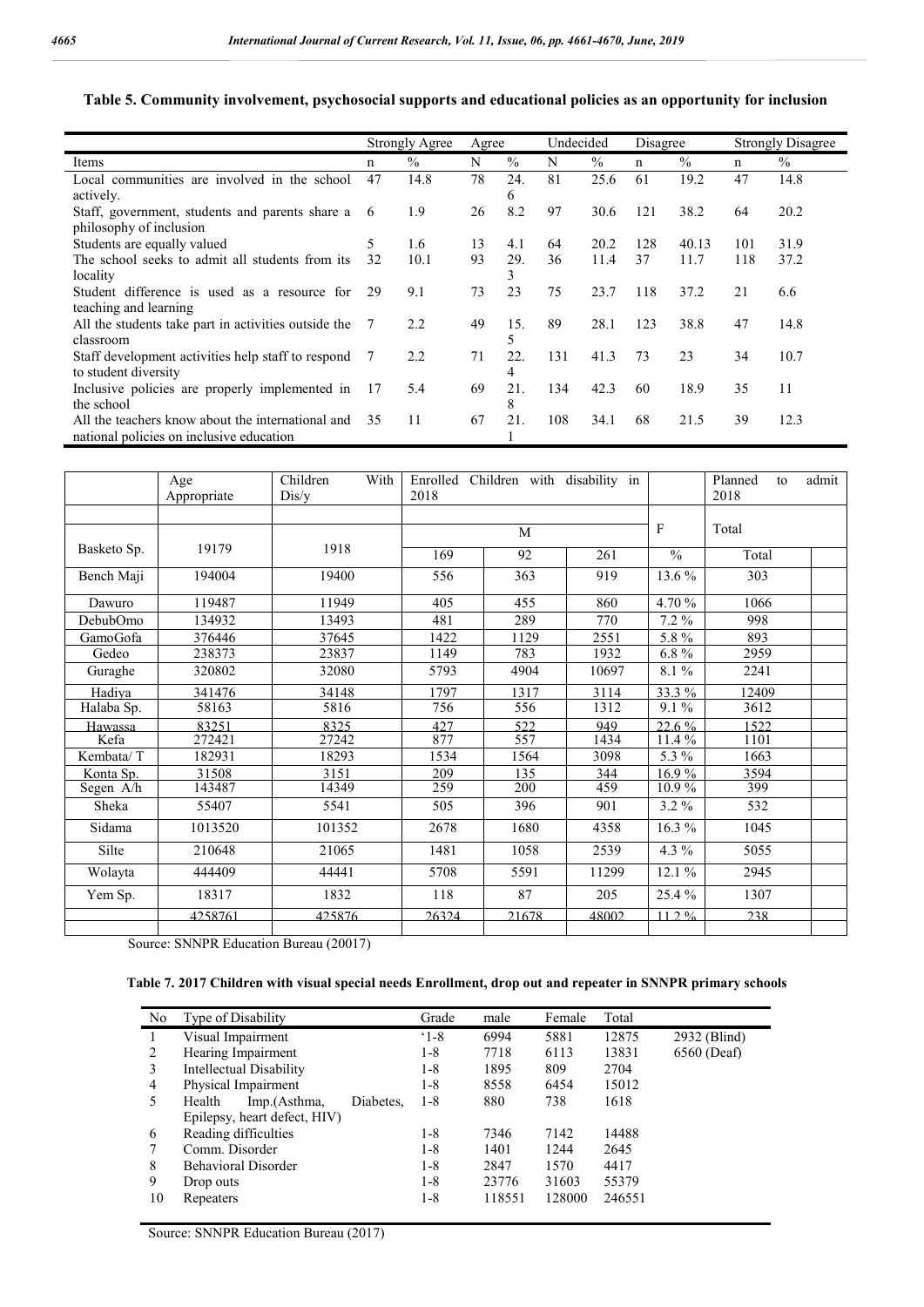**Table 5. Community involvement, psychosocial supports and educational policies as an opportunity for inclusion**

| | Strongly Agree | | Agree | | Undecided | | Disagree | | Strongly Disagree | |
|---|---|---|---|---|---|---|---|---|---|---|
| Items | n | % | N | % | N | % | n | % | n | % |
| Local communities are involved in the school actively. | 47 | 14.8 | 78 | 24.6 | 81 | 25.6 | 61 | 19.2 | 47 | 14.8 |
| Staff, government, students and parents share a philosophy of inclusion | 6 | 1.9 | 26 | 8.2 | 97 | 30.6 | 121 | 38.2 | 64 | 20.2 |
| Students are equally valued | 5 | 1.6 | 13 | 4.1 | 64 | 20.2 | 128 | 40.13 | 101 | 31.9 |
| The school seeks to admit all students from its locality | 32 | 10.1 | 93 | 29.3 | 36 | 11.4 | 37 | 11.7 | 118 | 37.2 |
| Student difference is used as a resource for teaching and learning | 29 | 9.1 | 73 | 23 | 75 | 23.7 | 118 | 37.2 | 21 | 6.6 |
| All the students take part in activities outside the classroom | 7 | 2.2 | 49 | 15.5 | 89 | 28.1 | 123 | 38.8 | 47 | 14.8 |
| Staff development activities help staff to respond to student diversity | 7 | 2.2 | 71 | 22.4 | 131 | 41.3 | 73 | 23 | 34 | 10.7 |
| Inclusive policies are properly implemented in the school | 17 | 5.4 | 69 | 21.8 | 134 | 42.3 | 60 | 18.9 | 35 | 11 |
| All the teachers know about the international and national policies on inclusive education | 35 | 11 | 67 | 21.1 | 108 | 34.1 | 68 | 21.5 | 39 | 12.3 |

| | Age Appropriate | Children With Dis/y | Enrolled Children with disability in 2018 | | | | Planned to admit 2018 | |
|---|---|---|---|---|---|---|---|---|
| | | | M | | | F | Total | |
| Basketo Sp. | 19179 | 1918 | 169 | 92 | 261 | % | Total | |
| Bench Maji | 194004 | 19400 | 556 | 363 | 919 | 13.6 % | 303 | |
| Dawuro | 119487 | 11949 | 405 | 455 | 860 | 4.70 % | 1066 | |
| DebubOmo | 134932 | 13493 | 481 | 289 | 770 | 7.2 % | 998 | |
| GamoGofa | 376446 | 37645 | 1422 | 1129 | 2551 | 5.8 % | 893 | |
| Gedeo | 238373 | 23837 | 1149 | 783 | 1932 | 6.8 % | 2959 | |
| Guraghe | 320802 | 32080 | 5793 | 4904 | 10697 | 8.1 % | 2241 | |
| Hadiya | 341476 | 34148 | 1797 | 1317 | 3114 | 33.3 % | 12409 | |
| Halaba Sp. | 58163 | 5816 | 756 | 556 | 1312 | 9.1 % | 3612 | |
| Hawassa | 83251 | 8325 | 427 | 522 | 949 | 22.6 % | 1522 | |
| Kefa | 272421 | 27242 | 877 | 557 | 1434 | 11.4 % | 1101 | |
| Kembata/ T | 182931 | 18293 | 1534 | 1564 | 3098 | 5.3 % | 1663 | |
| Konta Sp. | 31508 | 3151 | 209 | 135 | 344 | 16.9 % | 3594 | |
| Segen A/h | 143487 | 14349 | 259 | 200 | 459 | 10.9 % | 399 | |
| Sheka | 55407 | 5541 | 505 | 396 | 901 | 3.2 % | 532 | |
| Sidama | 1013520 | 101352 | 2678 | 1680 | 4358 | 16.3 % | 1045 | |
| Silte | 210648 | 21065 | 1481 | 1058 | 2539 | 4.3 % | 5055 | |
| Wolayta | 444409 | 44441 | 5708 | 5591 | 11299 | 12.1 % | 2945 | |
| Yem Sp. | 18317 | 1832 | 118 | 87 | 205 | 25.4 % | 1307 | |
| | 4258761 | 425876 | 26324 | 21678 | 48002 | 11.2 % | 238 | |

Source: SNNPR Education Bureau (20017)

**Table 7. 2017 Children with visual special needs Enrollment, drop out and repeater in SNNPR primary schools**

| No | Type of Disability | Grade | male | Female | Total | |
|---|---|---|---|---|---|---|
| 1 | Visual Impairment | '1-8 | 6994 | 5881 | 12875 | 2932 (Blind) |
| 2 | Hearing Impairment | 1-8 | 7718 | 6113 | 13831 | 6560 (Deaf) |
| 3 | Intellectual Disability | 1-8 | 1895 | 809 | 2704 | |
| 4 | Physical Impairment | 1-8 | 8558 | 6454 | 15012 | |
| 5 | Health Imp.(Asthma, Diabetes, Epilepsy, heart defect, HIV) | 1-8 | 880 | 738 | 1618 | |
| 6 | Reading difficulties | 1-8 | 7346 | 7142 | 14488 | |
| 7 | Comm. Disorder | 1-8 | 1401 | 1244 | 2645 | |
| 8 | Behavioral Disorder | 1-8 | 2847 | 1570 | 4417 | |
| 9 | Drop outs | 1-8 | 23776 | 31603 | 55379 | |
| 10 | Repeaters | 1-8 | 118551 | 128000 | 246551 | |

Source: SNNPR Education Bureau (2017)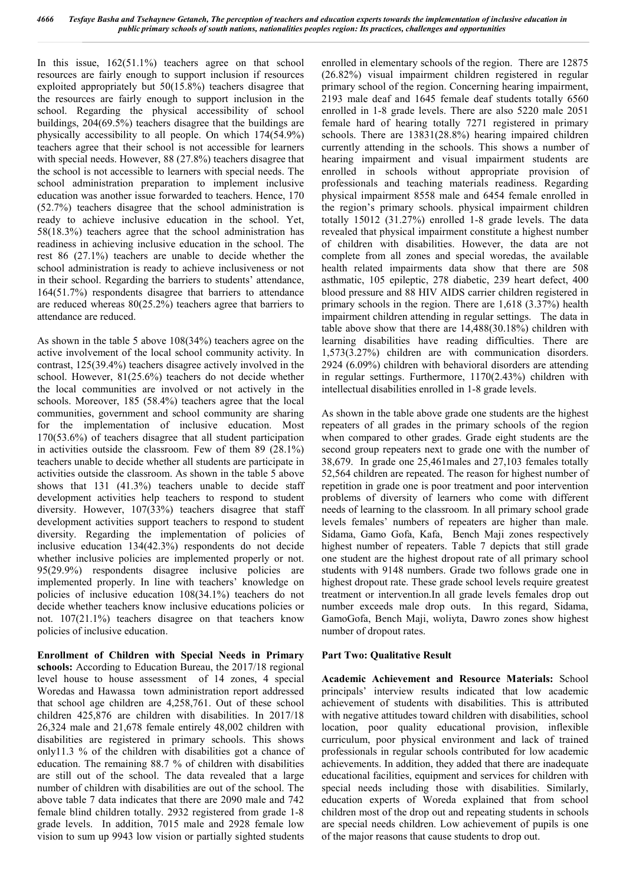In this issue, 162(51.1%) teachers agree on that school resources are fairly enough to support inclusion if resources exploited appropriately but 50(15.8%) teachers disagree that the resources are fairly enough to support inclusion in the school. Regarding the physical accessibility of school buildings, 204(69.5%) teachers disagree that the buildings are physically accessibility to all people. On which 174(54.9%) teachers agree that their school is not accessible for learners with special needs. However, 88 (27.8%) teachers disagree that the school is not accessible to learners with special needs. The school administration preparation to implement inclusive education was another issue forwarded to teachers. Hence, 170 (52.7%) teachers disagree that the school administration is ready to achieve inclusive education in the school. Yet, 58(18.3%) teachers agree that the school administration has readiness in achieving inclusive education in the school. The rest 86 (27.1%) teachers are unable to decide whether the school administration is ready to achieve inclusiveness or not in their school. Regarding the barriers to students' attendance, 164(51.7%) respondents disagree that barriers to attendance are reduced whereas 80(25.2%) teachers agree that barriers to attendance are reduced.

As shown in the table 5 above 108(34%) teachers agree on the active involvement of the local school community activity. In contrast, 125(39.4%) teachers disagree actively involved in the school. However, 81(25.6%) teachers do not decide whether the local communities are involved or not actively in the schools. Moreover, 185 (58.4%) teachers agree that the local communities, government and school community are sharing for the implementation of inclusive education. Most 170(53.6%) of teachers disagree that all student participation in activities outside the classroom. Few of them 89 (28.1%) teachers unable to decide whether all students are participate in activities outside the classroom. As shown in the table 5 above shows that 131 (41.3%) teachers unable to decide staff development activities help teachers to respond to student diversity. However, 107(33%) teachers disagree that staff development activities support teachers to respond to student diversity. Regarding the implementation of policies of inclusive education 134(42.3%) respondents do not decide whether inclusive policies are implemented properly or not. 95(29.9%) respondents disagree inclusive policies are implemented properly. In line with teachers' knowledge on policies of inclusive education 108(34.1%) teachers do not decide whether teachers know inclusive educations policies or not. 107(21.1%) teachers disagree on that teachers know policies of inclusive education.

**Enrollment of Children with Special Needs in Primary schools:** According to Education Bureau, the 2017/18 regional level house to house assessment of 14 zones, 4 special Woredas and Hawassa town administration report addressed that school age children are 4,258,761. Out of these school children 425,876 are children with disabilities. In 2017/18 26,324 male and 21,678 female entirely 48,002 children with disabilities are registered in primary schools. This shows only11.3 % of the children with disabilities got a chance of education. The remaining 88.7 % of children with disabilities are still out of the school. The data revealed that a large number of children with disabilities are out of the school. The above table 7 data indicates that there are 2090 male and 742 female blind children totally. 2932 registered from grade 1-8 grade levels. In addition, 7015 male and 2928 female low vision to sum up 9943 low vision or partially sighted students enrolled in elementary schools of the region. There are 12875 (26.82%) visual impairment children registered in regular primary school of the region. Concerning hearing impairment, 2193 male deaf and 1645 female deaf students totally 6560 enrolled in 1-8 grade levels. There are also 5220 male 2051 female hard of hearing totally 7271 registered in primary schools. There are 13831(28.8%) hearing impaired children currently attending in the schools. This shows a number of hearing impairment and visual impairment students are enrolled in schools without appropriate provision of professionals and teaching materials readiness. Regarding physical impairment 8558 male and 6454 female enrolled in the region's primary schools. physical impairment children totally 15012 (31.27%) enrolled 1-8 grade levels. The data revealed that physical impairment constitute a highest number of children with disabilities. However, the data are not complete from all zones and special woredas, the available health related impairments data show that there are 508 asthmatic, 105 epileptic, 278 diabetic, 239 heart defect, 400 blood pressure and 88 HIV AIDS carrier children registered in primary schools in the region. There are 1,618 (3.37%) health impairment children attending in regular settings. The data in table above show that there are 14,488(30.18%) children with learning disabilities have reading difficulties. There are 1,573(3.27%) children are with communication disorders. 2924 (6.09%) children with behavioral disorders are attending in regular settings. Furthermore, 1170(2.43%) children with intellectual disabilities enrolled in 1-8 grade levels.

As shown in the table above grade one students are the highest repeaters of all grades in the primary schools of the region when compared to other grades. Grade eight students are the second group repeaters next to grade one with the number of 38,679. In grade one 25,461males and 27,103 females totally 52,564 children are repeated. The reason for highest number of repetition in grade one is poor treatment and poor intervention problems of diversity of learners who come with different needs of learning to the classroom*.* In all primary school grade levels females' numbers of repeaters are higher than male. Sidama, Gamo Gofa, Kafa, Bench Maji zones respectively highest number of repeaters. Table 7 depicts that still grade one student are the highest dropout rate of all primary school students with 9148 numbers. Grade two follows grade one in highest dropout rate. These grade school levels require greatest treatment or intervention.In all grade levels females drop out number exceeds male drop outs. In this regard, Sidama, GamoGofa, Bench Maji, woliyta, Dawro zones show highest number of dropout rates.

**Part Two: Qualitative Result**

**Academic Achievement and Resource Materials:** School principals' interview results indicated that low academic achievement of students with disabilities. This is attributed with negative attitudes toward children with disabilities, school location, poor quality educational provision, inflexible curriculum, poor physical environment and lack of trained professionals in regular schools contributed for low academic achievements. In addition, they added that there are inadequate educational facilities, equipment and services for children with special needs including those with disabilities. Similarly, education experts of Woreda explained that from school children most of the drop out and repeating students in schools are special needs children. Low achievement of pupils is one of the major reasons that cause students to drop out.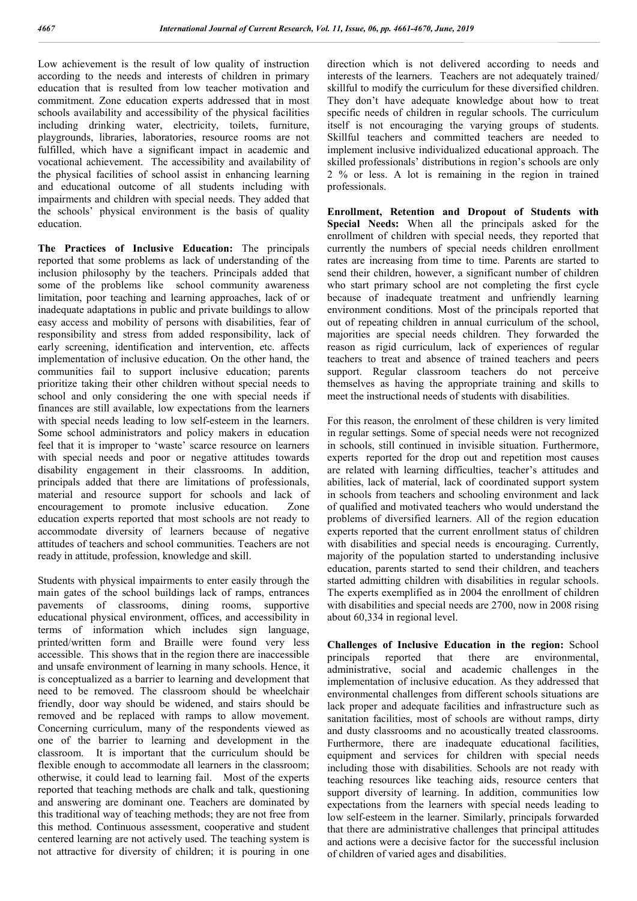Low achievement is the result of low quality of instruction according to the needs and interests of children in primary education that is resulted from low teacher motivation and commitment. Zone education experts addressed that in most schools availability and accessibility of the physical facilities including drinking water, electricity, toilets, furniture, playgrounds, libraries, laboratories, resource rooms are not fulfilled, which have a significant impact in academic and vocational achievement. The accessibility and availability of the physical facilities of school assist in enhancing learning and educational outcome of all students including with impairments and children with special needs. They added that the schools' physical environment is the basis of quality education.

**The Practices of Inclusive Education:** The principals reported that some problems as lack of understanding of the inclusion philosophy by the teachers. Principals added that some of the problems like school community awareness limitation, poor teaching and learning approaches, lack of or inadequate adaptations in public and private buildings to allow easy access and mobility of persons with disabilities, fear of responsibility and stress from added responsibility, lack of early screening, identification and intervention, etc. affects implementation of inclusive education. On the other hand, the communities fail to support inclusive education; parents prioritize taking their other children without special needs to school and only considering the one with special needs if finances are still available, low expectations from the learners with special needs leading to low self-esteem in the learners. Some school administrators and policy makers in education feel that it is improper to 'waste' scarce resource on learners with special needs and poor or negative attitudes towards disability engagement in their classrooms. In addition, principals added that there are limitations of professionals, material and resource support for schools and lack of encouragement to promote inclusive education. Zone education experts reported that most schools are not ready to accommodate diversity of learners because of negative attitudes of teachers and school communities. Teachers are not ready in attitude, profession, knowledge and skill.

Students with physical impairments to enter easily through the main gates of the school buildings lack of ramps, entrances pavements of classrooms, dining rooms, supportive educational physical environment, offices, and accessibility in terms of information which includes sign language, printed/written form and Braille were found very less accessible. This shows that in the region there are inaccessible and unsafe environment of learning in many schools. Hence, it is conceptualized as a barrier to learning and development that need to be removed. The classroom should be wheelchair friendly, door way should be widened, and stairs should be removed and be replaced with ramps to allow movement. Concerning curriculum, many of the respondents viewed as one of the barrier to learning and development in the classroom. It is important that the curriculum should be flexible enough to accommodate all learners in the classroom; otherwise, it could lead to learning fail. Most of the experts reported that teaching methods are chalk and talk, questioning and answering are dominant one. Teachers are dominated by this traditional way of teaching methods; they are not free from this method. Continuous assessment, cooperative and student centered learning are not actively used. The teaching system is not attractive for diversity of children; it is pouring in one direction which is not delivered according to needs and interests of the learners. Teachers are not adequately trained/ skillful to modify the curriculum for these diversified children. They don't have adequate knowledge about how to treat specific needs of children in regular schools. The curriculum itself is not encouraging the varying groups of students. Skillful teachers and committed teachers are needed to implement inclusive individualized educational approach. The skilled professionals' distributions in region's schools are only 2 % or less. A lot is remaining in the region in trained professionals.

**Enrollment, Retention and Dropout of Students with Special Needs:** When all the principals asked for the enrollment of children with special needs, they reported that currently the numbers of special needs children enrollment rates are increasing from time to time. Parents are started to send their children, however, a significant number of children who start primary school are not completing the first cycle because of inadequate treatment and unfriendly learning environment conditions. Most of the principals reported that out of repeating children in annual curriculum of the school, majorities are special needs children. They forwarded the reason as rigid curriculum, lack of experiences of regular teachers to treat and absence of trained teachers and peers support. Regular classroom teachers do not perceive themselves as having the appropriate training and skills to meet the instructional needs of students with disabilities.

For this reason, the enrolment of these children is very limited in regular settings. Some of special needs were not recognized in schools, still continued in invisible situation. Furthermore, experts reported for the drop out and repetition most causes are related with learning difficulties, teacher's attitudes and abilities, lack of material, lack of coordinated support system in schools from teachers and schooling environment and lack of qualified and motivated teachers who would understand the problems of diversified learners. All of the region education experts reported that the current enrollment status of children with disabilities and special needs is encouraging. Currently, majority of the population started to understanding inclusive education, parents started to send their children, and teachers started admitting children with disabilities in regular schools. The experts exemplified as in 2004 the enrollment of children with disabilities and special needs are 2700, now in 2008 rising about 60,334 in regional level.

**Challenges of Inclusive Education in the region:** School principals reported that there are environmental, administrative, social and academic challenges in the implementation of inclusive education. As they addressed that environmental challenges from different schools situations are lack proper and adequate facilities and infrastructure such as sanitation facilities, most of schools are without ramps, dirty and dusty classrooms and no acoustically treated classrooms. Furthermore, there are inadequate educational facilities, equipment and services for children with special needs including those with disabilities. Schools are not ready with teaching resources like teaching aids, resource centers that support diversity of learning. In addition, communities low expectations from the learners with special needs leading to low self-esteem in the learner. Similarly, principals forwarded that there are administrative challenges that principal attitudes and actions were a decisive factor for the successful inclusion of children of varied ages and disabilities.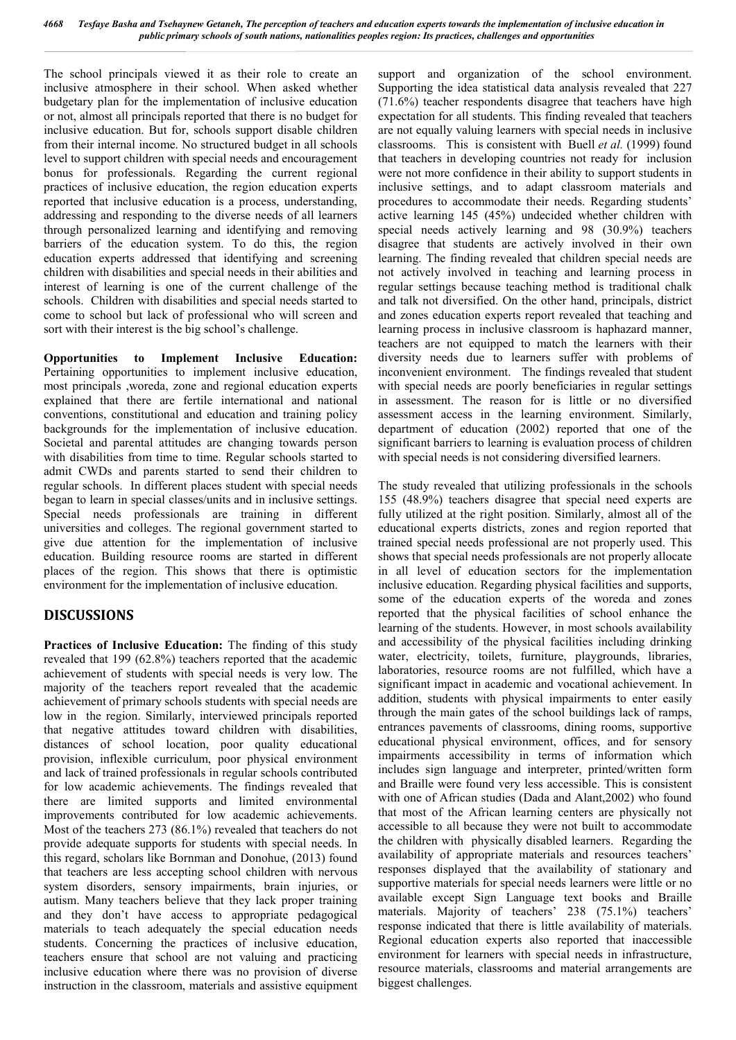The school principals viewed it as their role to create an inclusive atmosphere in their school. When asked whether budgetary plan for the implementation of inclusive education or not, almost all principals reported that there is no budget for inclusive education. But for, schools support disable children from their internal income. No structured budget in all schools level to support children with special needs and encouragement bonus for professionals. Regarding the current regional practices of inclusive education, the region education experts reported that inclusive education is a process, understanding, addressing and responding to the diverse needs of all learners through personalized learning and identifying and removing barriers of the education system. To do this, the region education experts addressed that identifying and screening children with disabilities and special needs in their abilities and interest of learning is one of the current challenge of the schools. Children with disabilities and special needs started to come to school but lack of professional who will screen and sort with their interest is the big school's challenge.

**Opportunities to Implement Inclusive Education:** Pertaining opportunities to implement inclusive education, most principals ,woreda, zone and regional education experts explained that there are fertile international and national conventions, constitutional and education and training policy backgrounds for the implementation of inclusive education. Societal and parental attitudes are changing towards person with disabilities from time to time. Regular schools started to admit CWDs and parents started to send their children to regular schools. In different places student with special needs began to learn in special classes/units and in inclusive settings. Special needs professionals are training in different universities and colleges. The regional government started to give due attention for the implementation of inclusive education. Building resource rooms are started in different places of the region. This shows that there is optimistic environment for the implementation of inclusive education.

## DISCUSSIONS

**Practices of Inclusive Education:** The finding of this study revealed that 199 (62.8%) teachers reported that the academic achievement of students with special needs is very low. The majority of the teachers report revealed that the academic achievement of primary schools students with special needs are low in the region. Similarly, interviewed principals reported that negative attitudes toward children with disabilities, distances of school location, poor quality educational provision, inflexible curriculum, poor physical environment and lack of trained professionals in regular schools contributed for low academic achievements. The findings revealed that there are limited supports and limited environmental improvements contributed for low academic achievements. Most of the teachers 273 (86.1%) revealed that teachers do not provide adequate supports for students with special needs. In this regard, scholars like Bornman and Donohue, (2013) found that teachers are less accepting school children with nervous system disorders, sensory impairments, brain injuries, or autism. Many teachers believe that they lack proper training and they don't have access to appropriate pedagogical materials to teach adequately the special education needs students. Concerning the practices of inclusive education, teachers ensure that school are not valuing and practicing inclusive education where there was no provision of diverse instruction in the classroom, materials and assistive equipment support and organization of the school environment. Supporting the idea statistical data analysis revealed that 227 (71.6%) teacher respondents disagree that teachers have high expectation for all students. This finding revealed that teachers are not equally valuing learners with special needs in inclusive classrooms. This is consistent with Buell *et al.* (1999) found that teachers in developing countries not ready for inclusion were not more confidence in their ability to support students in inclusive settings, and to adapt classroom materials and procedures to accommodate their needs. Regarding students' active learning 145 (45%) undecided whether children with special needs actively learning and 98 (30.9%) teachers disagree that students are actively involved in their own learning. The finding revealed that children special needs are not actively involved in teaching and learning process in regular settings because teaching method is traditional chalk and talk not diversified. On the other hand, principals, district and zones education experts report revealed that teaching and learning process in inclusive classroom is haphazard manner, teachers are not equipped to match the learners with their diversity needs due to learners suffer with problems of inconvenient environment. The findings revealed that student with special needs are poorly beneficiaries in regular settings in assessment. The reason for is little or no diversified assessment access in the learning environment. Similarly, department of education (2002) reported that one of the significant barriers to learning is evaluation process of children with special needs is not considering diversified learners.

The study revealed that utilizing professionals in the schools 155 (48.9%) teachers disagree that special need experts are fully utilized at the right position. Similarly, almost all of the educational experts districts, zones and region reported that trained special needs professional are not properly used. This shows that special needs professionals are not properly allocate in all level of education sectors for the implementation inclusive education. Regarding physical facilities and supports, some of the education experts of the woreda and zones reported that the physical facilities of school enhance the learning of the students. However, in most schools availability and accessibility of the physical facilities including drinking water, electricity, toilets, furniture, playgrounds, libraries, laboratories, resource rooms are not fulfilled, which have a significant impact in academic and vocational achievement. In addition, students with physical impairments to enter easily through the main gates of the school buildings lack of ramps, entrances pavements of classrooms, dining rooms, supportive educational physical environment, offices, and for sensory impairments accessibility in terms of information which includes sign language and interpreter, printed/written form and Braille were found very less accessible. This is consistent with one of African studies (Dada and Alant,2002) who found that most of the African learning centers are physically not accessible to all because they were not built to accommodate the children with physically disabled learners. Regarding the availability of appropriate materials and resources teachers' responses displayed that the availability of stationary and supportive materials for special needs learners were little or no available except Sign Language text books and Braille materials. Majority of teachers' 238 (75.1%) teachers' response indicated that there is little availability of materials. Regional education experts also reported that inaccessible environment for learners with special needs in infrastructure, resource materials, classrooms and material arrangements are biggest challenges.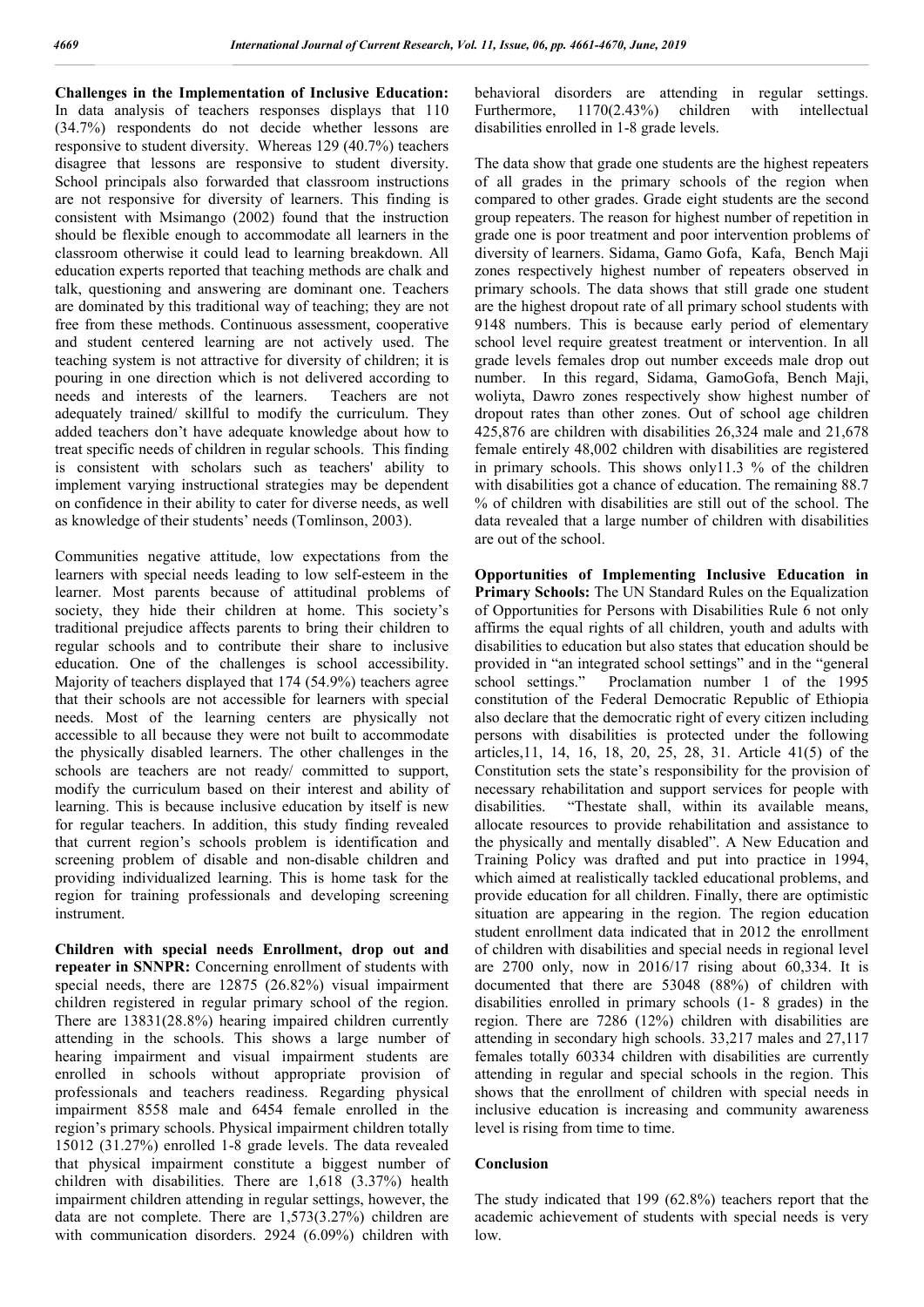**Challenges in the Implementation of Inclusive Education:** In data analysis of teachers responses displays that 110 (34.7%) respondents do not decide whether lessons are responsive to student diversity. Whereas 129 (40.7%) teachers disagree that lessons are responsive to student diversity. School principals also forwarded that classroom instructions are not responsive for diversity of learners. This finding is consistent with Msimango (2002) found that the instruction should be flexible enough to accommodate all learners in the classroom otherwise it could lead to learning breakdown. All education experts reported that teaching methods are chalk and talk, questioning and answering are dominant one. Teachers are dominated by this traditional way of teaching; they are not free from these methods. Continuous assessment, cooperative and student centered learning are not actively used. The teaching system is not attractive for diversity of children; it is pouring in one direction which is not delivered according to needs and interests of the learners. Teachers are not adequately trained/ skillful to modify the curriculum. They added teachers don't have adequate knowledge about how to treat specific needs of children in regular schools. This finding is consistent with scholars such as teachers' ability to implement varying instructional strategies may be dependent on confidence in their ability to cater for diverse needs, as well as knowledge of their students' needs (Tomlinson, 2003).

Communities negative attitude, low expectations from the learners with special needs leading to low self-esteem in the learner. Most parents because of attitudinal problems of society, they hide their children at home. This society's traditional prejudice affects parents to bring their children to regular schools and to contribute their share to inclusive education. One of the challenges is school accessibility. Majority of teachers displayed that 174 (54.9%) teachers agree that their schools are not accessible for learners with special needs. Most of the learning centers are physically not accessible to all because they were not built to accommodate the physically disabled learners. The other challenges in the schools are teachers are not ready/ committed to support, modify the curriculum based on their interest and ability of learning. This is because inclusive education by itself is new for regular teachers. In addition, this study finding revealed that current region's schools problem is identification and screening problem of disable and non-disable children and providing individualized learning. This is home task for the region for training professionals and developing screening instrument.

**Children with special needs Enrollment, drop out and repeater in SNNPR:** Concerning enrollment of students with special needs, there are 12875 (26.82%) visual impairment children registered in regular primary school of the region. There are 13831(28.8%) hearing impaired children currently attending in the schools. This shows a large number of hearing impairment and visual impairment students are enrolled in schools without appropriate provision of professionals and teachers readiness. Regarding physical impairment 8558 male and 6454 female enrolled in the region's primary schools. Physical impairment children totally 15012 (31.27%) enrolled 1-8 grade levels. The data revealed that physical impairment constitute a biggest number of children with disabilities. There are 1,618 (3.37%) health impairment children attending in regular settings, however, the data are not complete. There are 1,573(3.27%) children are with communication disorders. 2924 (6.09%) children with behavioral disorders are attending in regular settings. Furthermore, 1170(2.43%) children with intellectual disabilities enrolled in 1-8 grade levels.

The data show that grade one students are the highest repeaters of all grades in the primary schools of the region when compared to other grades. Grade eight students are the second group repeaters. The reason for highest number of repetition in grade one is poor treatment and poor intervention problems of diversity of learners. Sidama, Gamo Gofa, Kafa, Bench Maji zones respectively highest number of repeaters observed in primary schools. The data shows that still grade one student are the highest dropout rate of all primary school students with 9148 numbers. This is because early period of elementary school level require greatest treatment or intervention. In all grade levels females drop out number exceeds male drop out number. In this regard, Sidama, GamoGofa, Bench Maji, woliyta, Dawro zones respectively show highest number of dropout rates than other zones. Out of school age children 425,876 are children with disabilities 26,324 male and 21,678 female entirely 48,002 children with disabilities are registered in primary schools. This shows only11.3 % of the children with disabilities got a chance of education. The remaining 88.7 % of children with disabilities are still out of the school. The data revealed that a large number of children with disabilities are out of the school.

**Opportunities of Implementing Inclusive Education in Primary Schools:** The UN Standard Rules on the Equalization of Opportunities for Persons with Disabilities Rule 6 not only affirms the equal rights of all children, youth and adults with disabilities to education but also states that education should be provided in "an integrated school settings" and in the "general school settings." Proclamation number 1 of the 1995 constitution of the Federal Democratic Republic of Ethiopia also declare that the democratic right of every citizen including persons with disabilities is protected under the following articles,11, 14, 16, 18, 20, 25, 28, 31. Article 41(5) of the Constitution sets the state's responsibility for the provision of necessary rehabilitation and support services for people with disabilities. "Thestate shall, within its available means, allocate resources to provide rehabilitation and assistance to the physically and mentally disabled". A New Education and Training Policy was drafted and put into practice in 1994, which aimed at realistically tackled educational problems, and provide education for all children. Finally, there are optimistic situation are appearing in the region. The region education student enrollment data indicated that in 2012 the enrollment of children with disabilities and special needs in regional level are 2700 only, now in 2016/17 rising about 60,334. It is documented that there are 53048 (88%) of children with disabilities enrolled in primary schools (1- 8 grades) in the region. There are 7286 (12%) children with disabilities are attending in secondary high schools. 33,217 males and 27,117 females totally 60334 children with disabilities are currently attending in regular and special schools in the region. This shows that the enrollment of children with special needs in inclusive education is increasing and community awareness level is rising from time to time.

## Conclusion

The study indicated that 199 (62.8%) teachers report that the academic achievement of students with special needs is very low.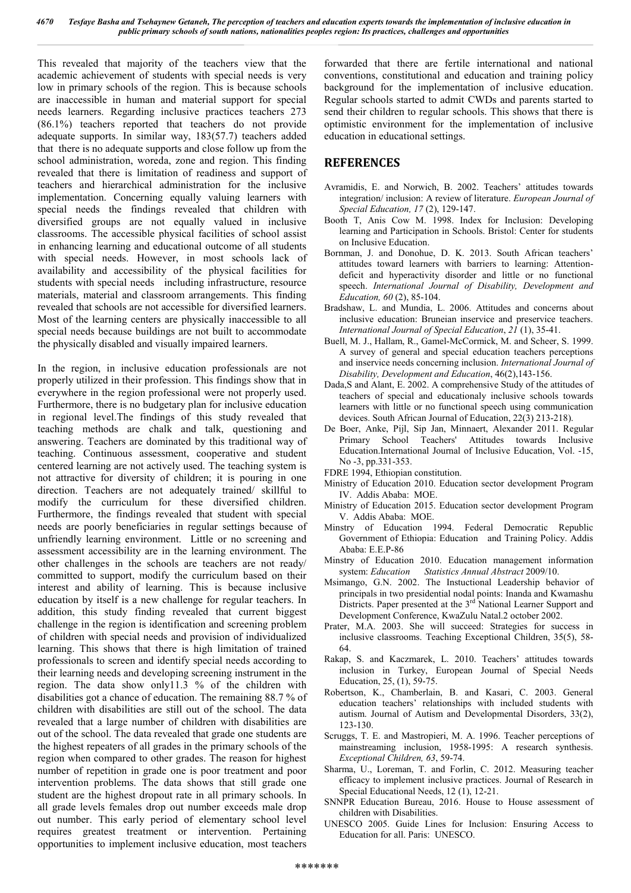This revealed that majority of the teachers view that the academic achievement of students with special needs is very low in primary schools of the region. This is because schools are inaccessible in human and material support for special needs learners. Regarding inclusive practices teachers 273 (86.1%) teachers reported that teachers do not provide adequate supports. In similar way, 183(57.7) teachers added that there is no adequate supports and close follow up from the school administration, woreda, zone and region. This finding revealed that there is limitation of readiness and support of teachers and hierarchical administration for the inclusive implementation. Concerning equally valuing learners with special needs the findings revealed that children with diversified groups are not equally valued in inclusive classrooms. The accessible physical facilities of school assist in enhancing learning and educational outcome of all students with special needs. However, in most schools lack of availability and accessibility of the physical facilities for students with special needs including infrastructure, resource materials, material and classroom arrangements. This finding revealed that schools are not accessible for diversified learners. Most of the learning centers are physically inaccessible to all special needs because buildings are not built to accommodate the physically disabled and visually impaired learners.

In the region, in inclusive education professionals are not properly utilized in their profession. This findings show that in everywhere in the region professional were not properly used. Furthermore, there is no budgetary plan for inclusive education in regional level.The findings of this study revealed that teaching methods are chalk and talk, questioning and answering. Teachers are dominated by this traditional way of teaching. Continuous assessment, cooperative and student centered learning are not actively used. The teaching system is not attractive for diversity of children; it is pouring in one direction. Teachers are not adequately trained/ skillful to modify the curriculum for these diversified children. Furthermore, the findings revealed that student with special needs are poorly beneficiaries in regular settings because of unfriendly learning environment. Little or no screening and assessment accessibility are in the learning environment. The other challenges in the schools are teachers are not ready/ committed to support, modify the curriculum based on their interest and ability of learning. This is because inclusive education by itself is a new challenge for regular teachers. In addition, this study finding revealed that current biggest challenge in the region is identification and screening problem of children with special needs and provision of individualized learning. This shows that there is high limitation of trained professionals to screen and identify special needs according to their learning needs and developing screening instrument in the region. The data show only11.3 % of the children with disabilities got a chance of education. The remaining 88.7 % of children with disabilities are still out of the school. The data revealed that a large number of children with disabilities are out of the school. The data revealed that grade one students are the highest repeaters of all grades in the primary schools of the region when compared to other grades. The reason for highest number of repetition in grade one is poor treatment and poor intervention problems. The data shows that still grade one student are the highest dropout rate in all primary schools. In all grade levels females drop out number exceeds male drop out number. This early period of elementary school level requires greatest treatment or intervention. Pertaining opportunities to implement inclusive education, most teachers forwarded that there are fertile international and national conventions, constitutional and education and training policy background for the implementation of inclusive education. Regular schools started to admit CWDs and parents started to send their children to regular schools. This shows that there is optimistic environment for the implementation of inclusive education in educational settings.

## REFERENCES

Avramidis, E. and Norwich, B. 2002. Teachers' attitudes towards integration/ inclusion: A review of literature. *European Journal of Special Education, 17* (2), 129-147.

Booth T, Anis Cow M. 1998. Index for Inclusion: Developing learning and Participation in Schools. Bristol: Center for students on Inclusive Education.

Bornman, J. and Donohue, D. K. 2013. South African teachers' attitudes toward learners with barriers to learning: Attention-deficit and hyperactivity disorder and little or no functional speech. *International Journal of Disability, Development and Education, 60* (2), 85-104.

Bradshaw, L. and Mundia, L. 2006. Attitudes and concerns about inclusive education: Bruneian inservice and preservice teachers. *International Journal of Special Education*, *21* (1), 35-41.

Buell, M. J., Hallam, R., Gamel-McCormick, M. and Scheer, S. 1999. A survey of general and special education teachers perceptions and inservice needs concerning inclusion. *International Journal of Disability, Development and Education*, 46(2),143-156.

Dada,S and Alant, E. 2002. A comprehensive Study of the attitudes of teachers of special and educationaly inclusive schools towards learners with little or no functional speech using communication devices. South African Journal of Education, 22(3) 213-218).

De Boer, Anke, Pijl, Sip Jan, Minnaert, Alexander 2011. Regular Primary School Teachers' Attitudes towards Inclusive Education.International Journal of Inclusive Education, Vol. -15, No -3, pp.331-353.

FDRE 1994, Ethiopian constitution.

Ministry of Education 2010. Education sector development Program IV. Addis Ababa: MOE.

Ministry of Education 2015. Education sector development Program V. Addis Ababa: MOE.

Minstry of Education 1994. Federal Democratic Republic Government of Ethiopia: Education and Training Policy. Addis Ababa: E.E.P-86

Minstry of Education 2010. Education management information system: *Education Statistics Annual Abstract* 2009/10.

Msimango, G.N. 2002. The Instuctional Leadership behavior of principals in two presidential nodal points: Inanda and Kwamashu Districts. Paper presented at the 3rd National Learner Support and Development Conference, KwaZulu Natal.2 october 2002.

Prater, M.A. 2003. She will succeed: Strategies for success in inclusive classrooms. Teaching Exceptional Children, 35(5), 58-64.

Rakap, S. and Kaczmarek, L. 2010. Teachers' attitudes towards inclusion in Turkey, European Journal of Special Needs Education, 25, (1), 59-75.

Robertson, K., Chamberlain, B. and Kasari, C. 2003. General education teachers' relationships with included students with autism. Journal of Autism and Developmental Disorders, 33(2), 123-130.

Scruggs, T. E. and Mastropieri, M. A. 1996. Teacher perceptions of mainstreaming inclusion, 1958-1995: A research synthesis. *Exceptional Children, 63*, 59-74.

Sharma, U., Loreman, T. and Forlin, C. 2012. Measuring teacher efficacy to implement inclusive practices. Journal of Research in Special Educational Needs, 12 (1), 12-21.

SNNPR Education Bureau, 2016. House to House assessment of children with Disabilities.

UNESCO 2005. Guide Lines for Inclusion: Ensuring Access to Education for all. Paris: UNESCO.

\*\*\*\*\*\*\*